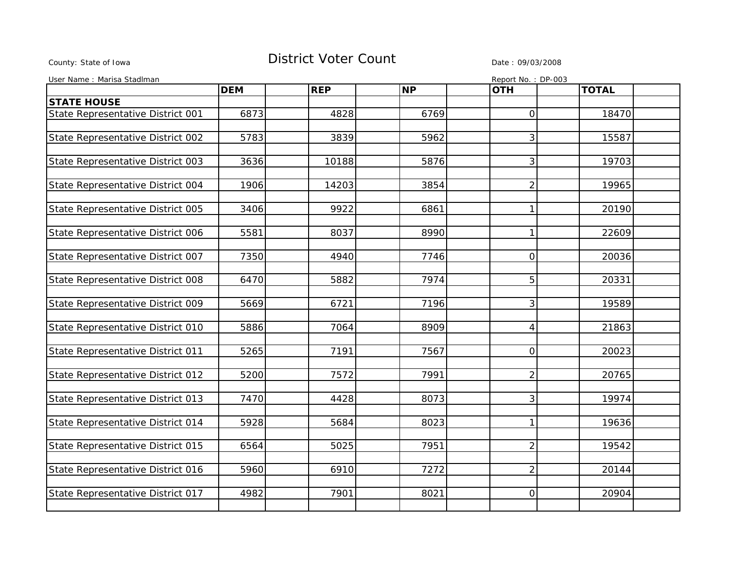County: State of Iowa

# District Voter Count

Date : 09/03/2008

User Name : Marisa Stadlman

Report No. : DP-003

| | DEM | REP | NP | OTH | TOTAL |
|---|---|---|---|---|---|
| **STATE HOUSE** | | | | | |
| State Representative District 001 | 6873 | 4828 | 6769 | 0 | 18470 |
| State Representative District 002 | 5783 | 3839 | 5962 | 3 | 15587 |
| State Representative District 003 | 3636 | 10188 | 5876 | 3 | 19703 |
| State Representative District 004 | 1906 | 14203 | 3854 | 2 | 19965 |
| State Representative District 005 | 3406 | 9922 | 6861 | 1 | 20190 |
| State Representative District 006 | 5581 | 8037 | 8990 | 1 | 22609 |
| State Representative District 007 | 7350 | 4940 | 7746 | 0 | 20036 |
| State Representative District 008 | 6470 | 5882 | 7974 | 5 | 20331 |
| State Representative District 009 | 5669 | 6721 | 7196 | 3 | 19589 |
| State Representative District 010 | 5886 | 7064 | 8909 | 4 | 21863 |
| State Representative District 011 | 5265 | 7191 | 7567 | 0 | 20023 |
| State Representative District 012 | 5200 | 7572 | 7991 | 2 | 20765 |
| State Representative District 013 | 7470 | 4428 | 8073 | 3 | 19974 |
| State Representative District 014 | 5928 | 5684 | 8023 | 1 | 19636 |
| State Representative District 015 | 6564 | 5025 | 7951 | 2 | 19542 |
| State Representative District 016 | 5960 | 6910 | 7272 | 2 | 20144 |
| State Representative District 017 | 4982 | 7901 | 8021 | 0 | 20904 |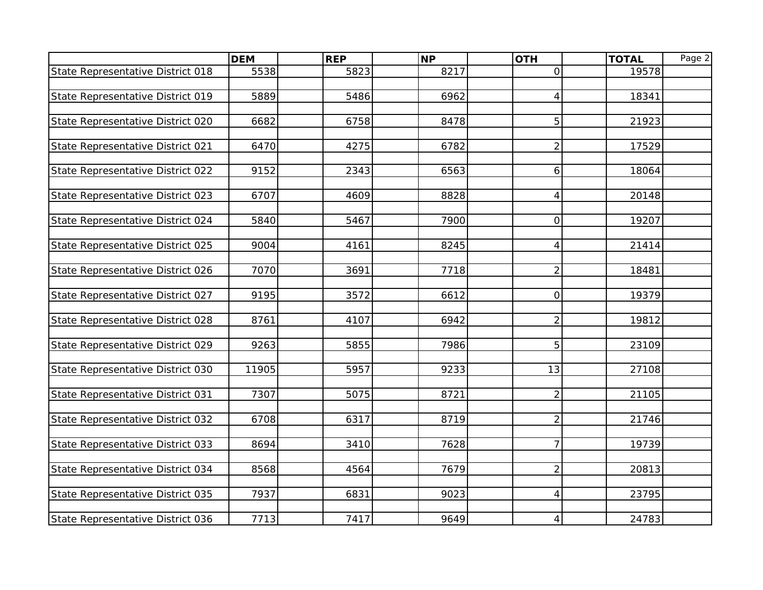| | DEM | REP | NP | OTH | TOTAL |
|---|---|---|---|---|---|
| State Representative District 018 | 5538 | 5823 | 8217 | 0 | 19578 |
| State Representative District 019 | 5889 | 5486 | 6962 | 4 | 18341 |
| State Representative District 020 | 6682 | 6758 | 8478 | 5 | 21923 |
| State Representative District 021 | 6470 | 4275 | 6782 | 2 | 17529 |
| State Representative District 022 | 9152 | 2343 | 6563 | 6 | 18064 |
| State Representative District 023 | 6707 | 4609 | 8828 | 4 | 20148 |
| State Representative District 024 | 5840 | 5467 | 7900 | 0 | 19207 |
| State Representative District 025 | 9004 | 4161 | 8245 | 4 | 21414 |
| State Representative District 026 | 7070 | 3691 | 7718 | 2 | 18481 |
| State Representative District 027 | 9195 | 3572 | 6612 | 0 | 19379 |
| State Representative District 028 | 8761 | 4107 | 6942 | 2 | 19812 |
| State Representative District 029 | 9263 | 5855 | 7986 | 5 | 23109 |
| State Representative District 030 | 11905 | 5957 | 9233 | 13 | 27108 |
| State Representative District 031 | 7307 | 5075 | 8721 | 2 | 21105 |
| State Representative District 032 | 6708 | 6317 | 8719 | 2 | 21746 |
| State Representative District 033 | 8694 | 3410 | 7628 | 7 | 19739 |
| State Representative District 034 | 8568 | 4564 | 7679 | 2 | 20813 |
| State Representative District 035 | 7937 | 6831 | 9023 | 4 | 23795 |
| State Representative District 036 | 7713 | 7417 | 9649 | 4 | 24783 |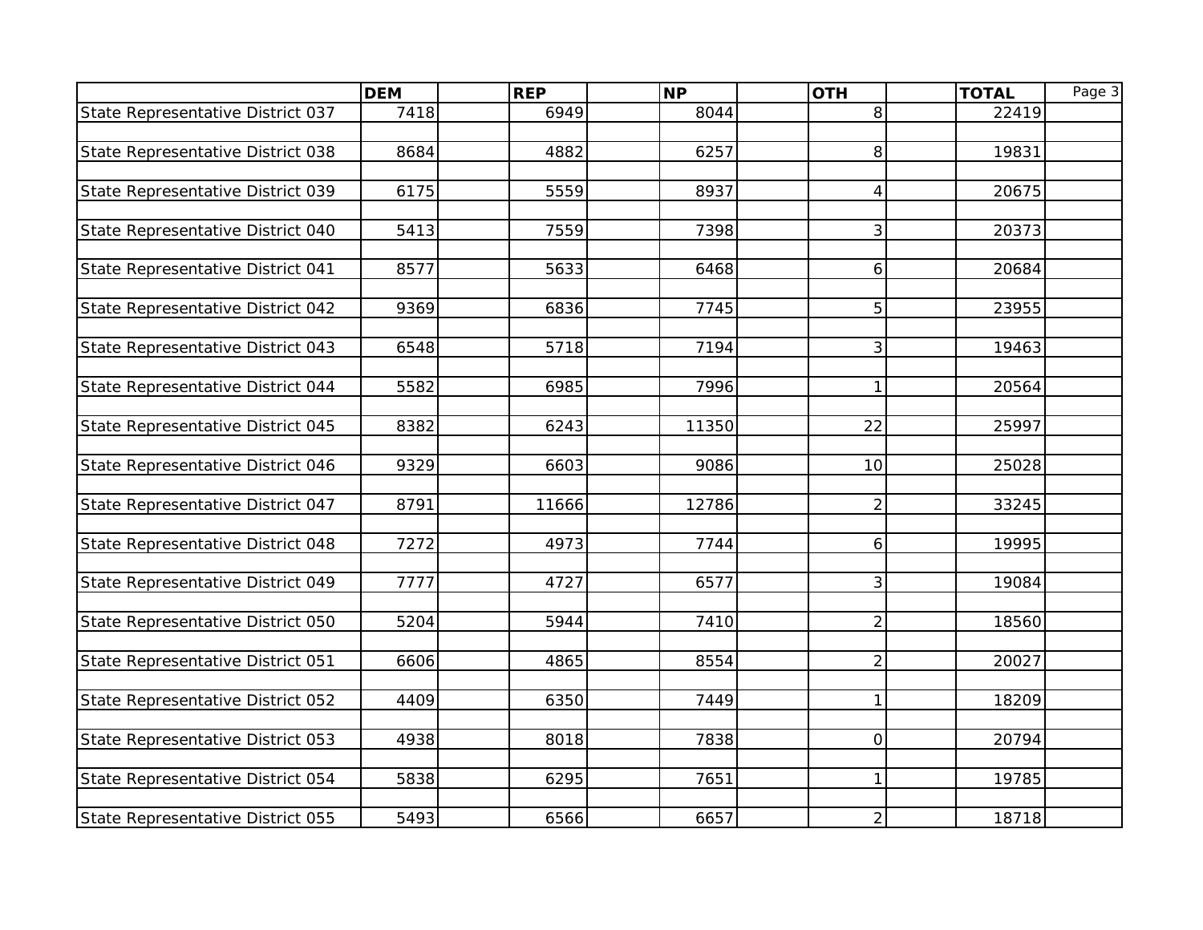| | DEM | REP | NP | OTH | TOTAL |
|---|---|---|---|---|---|
| State Representative District 037 | 7418 | 6949 | 8044 | 8 | 22419 |
| State Representative District 038 | 8684 | 4882 | 6257 | 8 | 19831 |
| State Representative District 039 | 6175 | 5559 | 8937 | 4 | 20675 |
| State Representative District 040 | 5413 | 7559 | 7398 | 3 | 20373 |
| State Representative District 041 | 8577 | 5633 | 6468 | 6 | 20684 |
| State Representative District 042 | 9369 | 6836 | 7745 | 5 | 23955 |
| State Representative District 043 | 6548 | 5718 | 7194 | 3 | 19463 |
| State Representative District 044 | 5582 | 6985 | 7996 | 1 | 20564 |
| State Representative District 045 | 8382 | 6243 | 11350 | 22 | 25997 |
| State Representative District 046 | 9329 | 6603 | 9086 | 10 | 25028 |
| State Representative District 047 | 8791 | 11666 | 12786 | 2 | 33245 |
| State Representative District 048 | 7272 | 4973 | 7744 | 6 | 19995 |
| State Representative District 049 | 7777 | 4727 | 6577 | 3 | 19084 |
| State Representative District 050 | 5204 | 5944 | 7410 | 2 | 18560 |
| State Representative District 051 | 6606 | 4865 | 8554 | 2 | 20027 |
| State Representative District 052 | 4409 | 6350 | 7449 | 1 | 18209 |
| State Representative District 053 | 4938 | 8018 | 7838 | 0 | 20794 |
| State Representative District 054 | 5838 | 6295 | 7651 | 1 | 19785 |
| State Representative District 055 | 5493 | 6566 | 6657 | 2 | 18718 |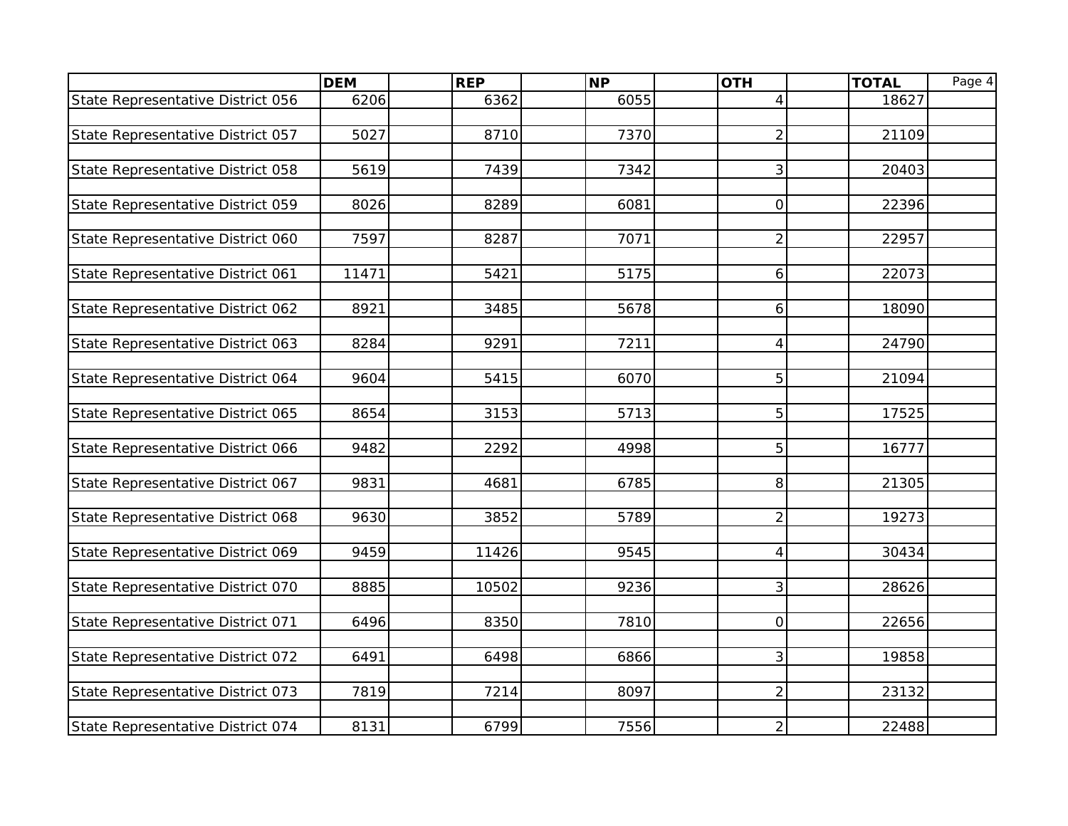| | DEM | REP | NP | OTH | TOTAL |
|---|---|---|---|---|---|
| State Representative District 056 | 6206 | 6362 | 6055 | 4 | 18627 |
| State Representative District 057 | 5027 | 8710 | 7370 | 2 | 21109 |
| State Representative District 058 | 5619 | 7439 | 7342 | 3 | 20403 |
| State Representative District 059 | 8026 | 8289 | 6081 | 0 | 22396 |
| State Representative District 060 | 7597 | 8287 | 7071 | 2 | 22957 |
| State Representative District 061 | 11471 | 5421 | 5175 | 6 | 22073 |
| State Representative District 062 | 8921 | 3485 | 5678 | 6 | 18090 |
| State Representative District 063 | 8284 | 9291 | 7211 | 4 | 24790 |
| State Representative District 064 | 9604 | 5415 | 6070 | 5 | 21094 |
| State Representative District 065 | 8654 | 3153 | 5713 | 5 | 17525 |
| State Representative District 066 | 9482 | 2292 | 4998 | 5 | 16777 |
| State Representative District 067 | 9831 | 4681 | 6785 | 8 | 21305 |
| State Representative District 068 | 9630 | 3852 | 5789 | 2 | 19273 |
| State Representative District 069 | 9459 | 11426 | 9545 | 4 | 30434 |
| State Representative District 070 | 8885 | 10502 | 9236 | 3 | 28626 |
| State Representative District 071 | 6496 | 8350 | 7810 | 0 | 22656 |
| State Representative District 072 | 6491 | 6498 | 6866 | 3 | 19858 |
| State Representative District 073 | 7819 | 7214 | 8097 | 2 | 23132 |
| State Representative District 074 | 8131 | 6799 | 7556 | 2 | 22488 |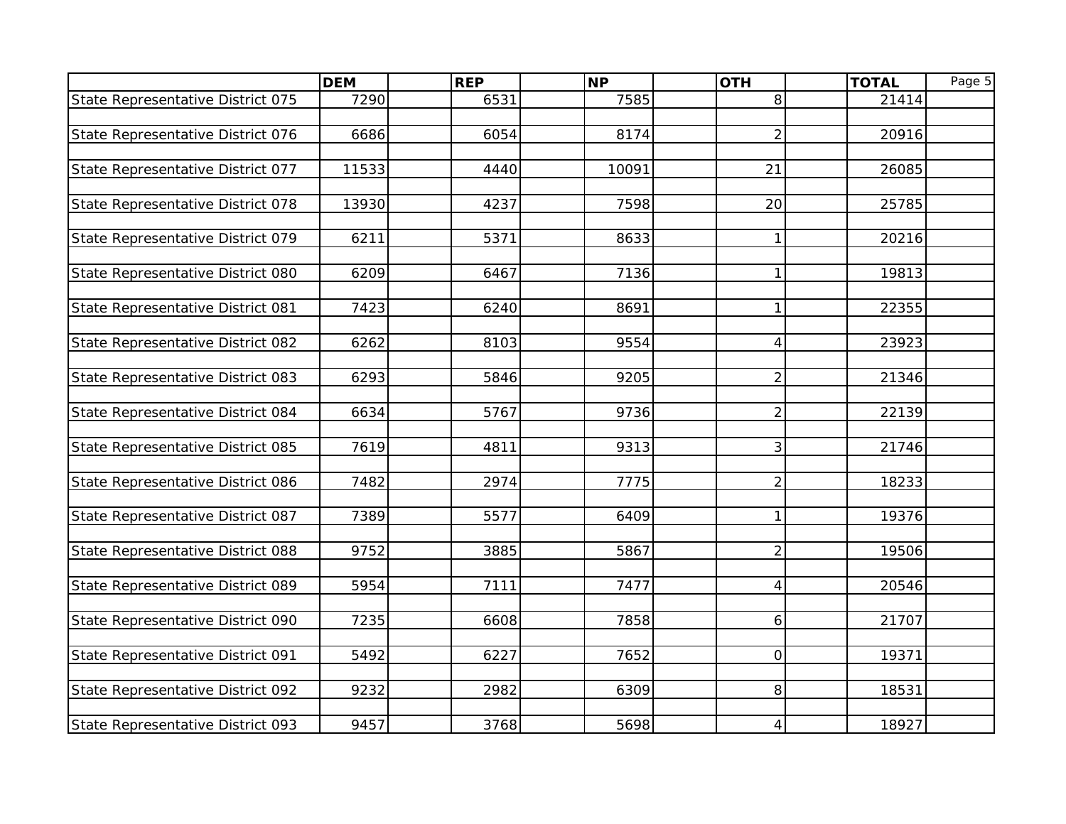| | DEM | REP | NP | OTH | TOTAL |
|---|---|---|---|---|---|
| State Representative District 075 | 7290 | 6531 | 7585 | 8 | 21414 |
| State Representative District 076 | 6686 | 6054 | 8174 | 2 | 20916 |
| State Representative District 077 | 11533 | 4440 | 10091 | 21 | 26085 |
| State Representative District 078 | 13930 | 4237 | 7598 | 20 | 25785 |
| State Representative District 079 | 6211 | 5371 | 8633 | 1 | 20216 |
| State Representative District 080 | 6209 | 6467 | 7136 | 1 | 19813 |
| State Representative District 081 | 7423 | 6240 | 8691 | 1 | 22355 |
| State Representative District 082 | 6262 | 8103 | 9554 | 4 | 23923 |
| State Representative District 083 | 6293 | 5846 | 9205 | 2 | 21346 |
| State Representative District 084 | 6634 | 5767 | 9736 | 2 | 22139 |
| State Representative District 085 | 7619 | 4811 | 9313 | 3 | 21746 |
| State Representative District 086 | 7482 | 2974 | 7775 | 2 | 18233 |
| State Representative District 087 | 7389 | 5577 | 6409 | 1 | 19376 |
| State Representative District 088 | 9752 | 3885 | 5867 | 2 | 19506 |
| State Representative District 089 | 5954 | 7111 | 7477 | 4 | 20546 |
| State Representative District 090 | 7235 | 6608 | 7858 | 6 | 21707 |
| State Representative District 091 | 5492 | 6227 | 7652 | 0 | 19371 |
| State Representative District 092 | 9232 | 2982 | 6309 | 8 | 18531 |
| State Representative District 093 | 9457 | 3768 | 5698 | 4 | 18927 |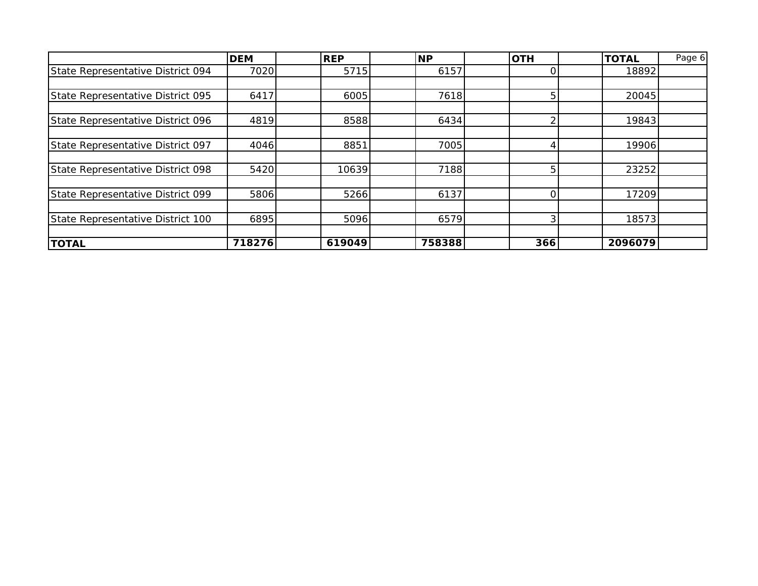| | DEM | REP | NP | OTH | TOTAL |
|---|---|---|---|---|---|
| State Representative District 094 | 7020 | 5715 | 6157 | 0 | 18892 |
| State Representative District 095 | 6417 | 6005 | 7618 | 5 | 20045 |
| State Representative District 096 | 4819 | 8588 | 6434 | 2 | 19843 |
| State Representative District 097 | 4046 | 8851 | 7005 | 4 | 19906 |
| State Representative District 098 | 5420 | 10639 | 7188 | 5 | 23252 |
| State Representative District 099 | 5806 | 5266 | 6137 | 0 | 17209 |
| State Representative District 100 | 6895 | 5096 | 6579 | 3 | 18573 |
| **TOTAL** | **718276** | **619049** | **758388** | **366** | **2096079** |